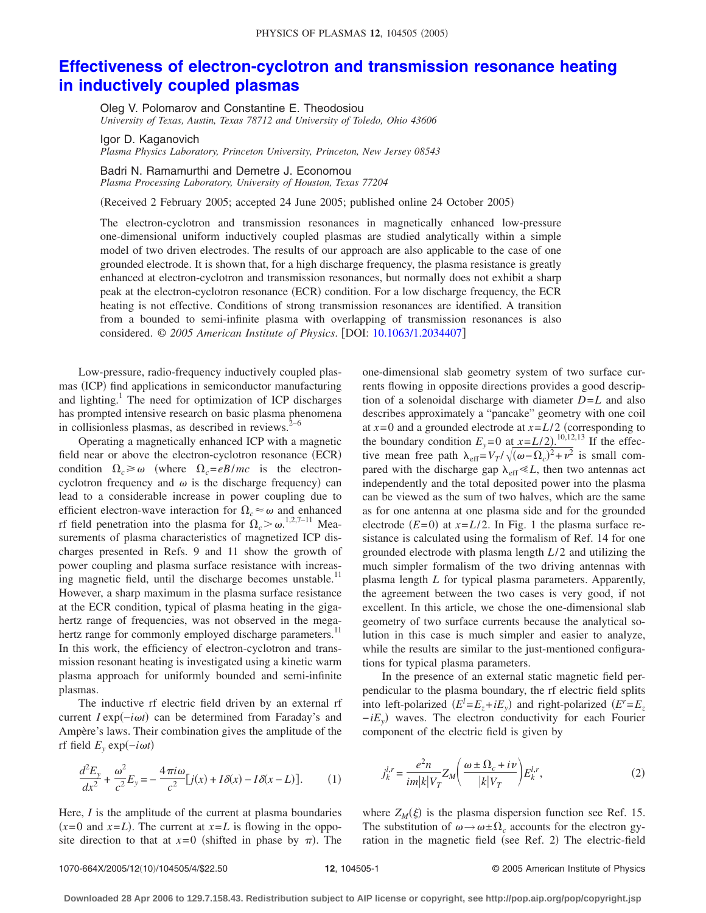# Effectiveness of electron-cyclotron and transmission resonance heating in inductively coupled plasmas

Oleg V. Polomarov and Constantine E. Theodosiou
*University of Texas, Austin, Texas 78712 and University of Toledo, Ohio 43606*

Igor D. Kaganovich
*Plasma Physics Laboratory, Princeton University, Princeton, New Jersey 08543*

Badri N. Ramamurthi and Demetre J. Economou
*Plasma Processing Laboratory, University of Houston, Texas 77204*

(Received 2 February 2005; accepted 24 June 2005; published online 24 October 2005)

The electron-cyclotron and transmission resonances in magnetically enhanced low-pressure one-dimensional uniform inductively coupled plasmas are studied analytically within a simple model of two driven electrodes. The results of our approach are also applicable to the case of one grounded electrode. It is shown that, for a high discharge frequency, the plasma resistance is greatly enhanced at electron-cyclotron and transmission resonances, but normally does not exhibit a sharp peak at the electron-cyclotron resonance (ECR) condition. For a low discharge frequency, the ECR heating is not effective. Conditions of strong transmission resonances are identified. A transition from a bounded to semi-infinite plasma with overlapping of transmission resonances is also considered. © *2005 American Institute of Physics*. [DOI: 10.1063/1.2034407]

Low-pressure, radio-frequency inductively coupled plasmas (ICP) find applications in semiconductor manufacturing and lighting.[1] The need for optimization of ICP discharges has prompted intensive research on basic plasma phenomena in collisionless plasmas, as described in reviews.[2–6]

Operating a magnetically enhanced ICP with a magnetic field near or above the electron-cyclotron resonance (ECR) condition $\Omega_c \geqslant \omega$ (where $\Omega_c = eB/mc$ is the electron-cyclotron frequency and $\omega$ is the discharge frequency) can lead to a considerable increase in power coupling due to efficient electron-wave interaction for $\Omega_c \approx \omega$ and enhanced rf field penetration into the plasma for $\Omega_c > \omega$.[1,2,7–11] Measurements of plasma characteristics of magnetized ICP discharges presented in Refs. 9 and 11 show the growth of power coupling and plasma surface resistance with increasing magnetic field, until the discharge becomes unstable.[11] However, a sharp maximum in the plasma surface resistance at the ECR condition, typical of plasma heating in the gigahertz range of frequencies, was not observed in the megahertz range for commonly employed discharge parameters.[11] In this work, the efficiency of electron-cyclotron and transmission resonant heating is investigated using a kinetic warm plasma approach for uniformly bounded and semi-infinite plasmas.

The inductive rf electric field driven by an external rf current $I \exp(-i\omega t)$ can be determined from Faraday's and Ampère's laws. Their combination gives the amplitude of the rf field $E_y \exp(-i\omega t)$

$$\frac{d^2 E_y}{dx^2} + \frac{\omega^2}{c^2} E_y = -\frac{4\pi i \omega}{c^2}[j(x) + I\delta(x) - I\delta(x-L)]. \qquad (1)$$

Here, $I$ is the amplitude of the current at plasma boundaries ($x=0$ and $x=L$). The current at $x=L$ is flowing in the opposite direction to that at $x=0$ (shifted in phase by $\pi$). The one-dimensional slab geometry system of two surface currents flowing in opposite directions provides a good description of a solenoidal discharge with diameter $D=L$ and also describes approximately a "pancake" geometry with one coil at $x=0$ and a grounded electrode at $x=L/2$ (corresponding to the boundary condition $E_y=0$ at $x=L/2$).[10,12,13] If the effective mean free path $\lambda_{\text{eff}} = V_T/\sqrt{(\omega-\Omega_c)^2+\nu^2}$ is small compared with the discharge gap $\lambda_{\text{eff}} \ll L$, then two antennas act independently and the total deposited power into the plasma can be viewed as the sum of two halves, which are the same as for one antenna at one plasma side and for the grounded electrode $(E=0)$ at $x=L/2$. In Fig. 1 the plasma surface resistance is calculated using the formalism of Ref. 14 for one grounded electrode with plasma length $L/2$ and utilizing the much simpler formalism of the two driving antennas with plasma length $L$ for typical plasma parameters. Apparently, the agreement between the two cases is very good, if not excellent. In this article, we chose the one-dimensional slab geometry of two surface currents because the analytical solution in this case is much simpler and easier to analyze, while the results are similar to the just-mentioned configurations for typical plasma parameters.

In the presence of an external static magnetic field perpendicular to the plasma boundary, the rf electric field splits into left-polarized $(E^l = E_z + iE_y)$ and right-polarized $(E^r = E_z - iE_y)$ waves. The electron conductivity for each Fourier component of the electric field is given by

$$j_k^{l,r} = \frac{e^2 n}{im|k|V_T} Z_M\left(\frac{\omega \pm \Omega_c + i\nu}{|k|V_T}\right) E_k^{l,r}, \qquad (2)$$

where $Z_M(\xi)$ is the plasma dispersion function see Ref. 15. The substitution of $\omega \to \omega \pm \Omega_c$ accounts for the electron gyration in the magnetic field (see Ref. 2) The electric-field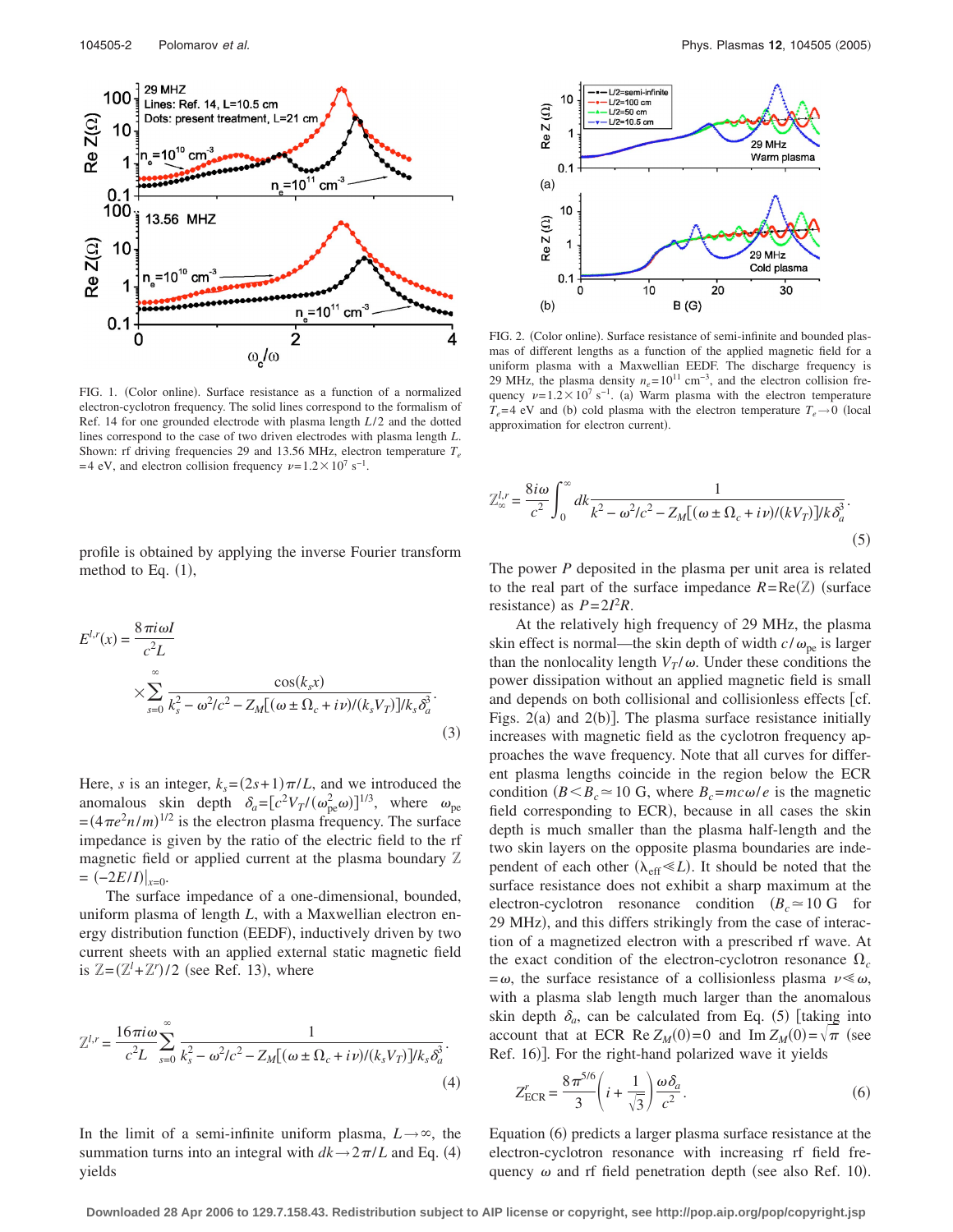FIG. 1. (Color online). Surface resistance as a function of a normalized electron-cyclotron frequency. The solid lines correspond to the formalism of Ref. 14 for one grounded electrode with plasma length $L/2$ and the dotted lines correspond to the case of two driven electrodes with plasma length $L$. Shown: rf driving frequencies 29 and 13.56 MHz, electron temperature $T_e = 4$ eV, and electron collision frequency $\nu = 1.2\times 10^7$ s$^{-1}$.

FIG. 2. (Color online). Surface resistance of semi-infinite and bounded plasmas of different lengths as a function of the applied magnetic field for a uniform plasma with a Maxwellian EEDF. The discharge frequency is 29 MHz, the plasma density $n_e = 10^{11}$ cm$^{-3}$, and the electron collision frequency $\nu = 1.2\times 10^7$ s$^{-1}$. (a) Warm plasma with the electron temperature $T_e = 4$ eV and (b) cold plasma with the electron temperature $T_e \to 0$ (local approximation for electron current).

profile is obtained by applying the inverse Fourier transform method to Eq. (1),

$$E^{l,r}(x) = \frac{8\pi i \omega I}{c^2 L} \times \sum_{s=0}^{\infty} \frac{\cos(k_s x)}{k_s^2 - \omega^2/c^2 - Z_M[(\omega \pm \Omega_c + i\nu)/(k_s V_T)]/k_s \delta_a^3}. \tag{3}$$

Here, $s$ is an integer, $k_s = (2s+1)\pi/L$, and we introduced the anomalous skin depth $\delta_a = [c^2 V_T/(\omega_{pe}^2 \omega)]^{1/3}$, where $\omega_{pe} = (4\pi e^2 n/m)^{1/2}$ is the electron plasma frequency. The surface impedance is given by the ratio of the electric field to the rf magnetic field or applied current at the plasma boundary $\mathbb{Z} = (-2E/I)|_{x=0}$.

The surface impedance of a one-dimensional, bounded, uniform plasma of length $L$, with a Maxwellian electron energy distribution function (EEDF), inductively driven by two current sheets with an applied external static magnetic field is $\mathbb{Z} = (\mathbb{Z}^l + \mathbb{Z}^r)/2$ (see Ref. 13), where

$$\mathbb{Z}^{l,r} = \frac{16\pi i \omega}{c^2 L} \sum_{s=0}^{\infty} \frac{1}{k_s^2 - \omega^2/c^2 - Z_M[(\omega \pm \Omega_c + i\nu)/(k_s V_T)]/k_s \delta_a^3}. \tag{4}$$

In the limit of a semi-infinite uniform plasma, $L \to \infty$, the summation turns into an integral with $dk \to 2\pi/L$ and Eq. (4) yields

$$\mathbb{Z}_{\infty}^{l,r} = \frac{8 i \omega}{c^2} \int_0^{\infty} dk \frac{1}{k^2 - \omega^2/c^2 - Z_M[(\omega \pm \Omega_c + i\nu)/(kV_T)]/k\delta_a^3}. \tag{5}$$

The power $P$ deposited in the plasma per unit area is related to the real part of the surface impedance $R = \mathrm{Re}(\mathbb{Z})$ (surface resistance) as $P = 2I^2 R$.

At the relatively high frequency of 29 MHz, the plasma skin effect is normal—the skin depth of width $c/\omega_{pe}$ is larger than the nonlocality length $V_T/\omega$. Under these conditions the power dissipation without an applied magnetic field is small and depends on both collisional and collisionless effects [cf. Figs. 2(a) and 2(b)]. The plasma surface resistance initially increases with magnetic field as the cyclotron frequency approaches the wave frequency. Note that all curves for different plasma lengths coincide in the region below the ECR condition ($B < B_c \simeq 10$ G, where $B_c = mc\omega/e$ is the magnetic field corresponding to ECR), because in all cases the skin depth is much smaller than the plasma half-length and the two skin layers on the opposite plasma boundaries are independent of each other ($\lambda_{\mathrm{eff}} \ll L$). It should be noted that the surface resistance does not exhibit a sharp maximum at the electron-cyclotron resonance condition ($B_c \simeq 10$ G for 29 MHz), and this differs strikingly from the case of interaction of a magnetized electron with a prescribed rf wave. At the exact condition of the electron-cyclotron resonance $\Omega_c = \omega$, the surface resistance of a collisionless plasma $\nu \ll \omega$, with a plasma slab length much larger than the anomalous skin depth $\delta_a$, can be calculated from Eq. (5) [taking into account that at ECR $\mathrm{Re}\, Z_M(0) = 0$ and $\mathrm{Im}\, Z_M(0) = \sqrt{\pi}$ (see Ref. 16)]. For the right-hand polarized wave it yields

$$Z_{\mathrm{ECR}}^r = \frac{8\pi^{5/6}}{3}\left(i + \frac{1}{\sqrt{3}}\right)\frac{\omega \delta_a}{c^2}. \tag{6}$$

Equation (6) predicts a larger plasma surface resistance at the electron-cyclotron resonance with increasing rf field frequency $\omega$ and rf field penetration depth (see also Ref. 10).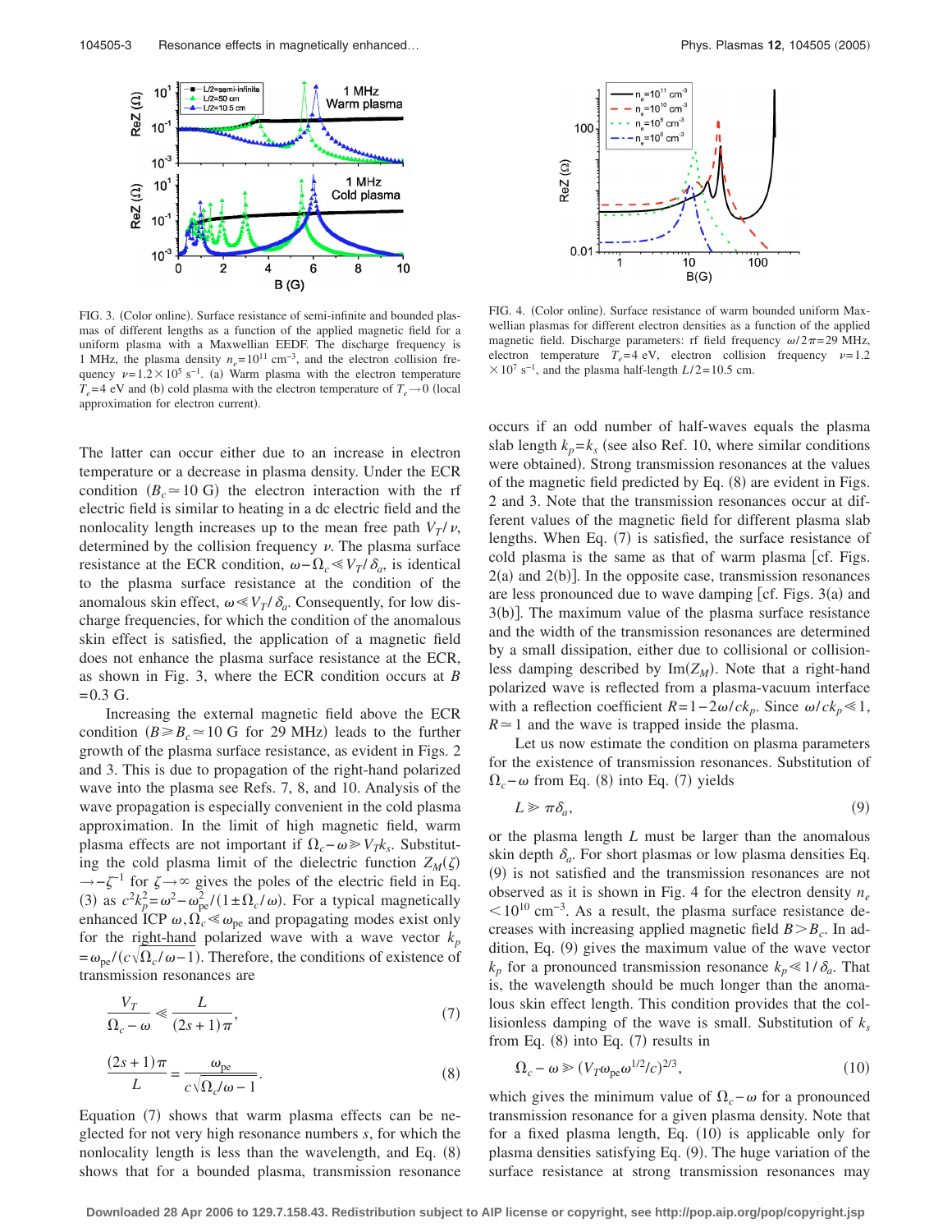FIG. 3. (Color online). Surface resistance of semi-infinite and bounded plasmas of different lengths as a function of the applied magnetic field for a uniform plasma with a Maxwellian EEDF. The discharge frequency is 1 MHz, the plasma density $n_e = 10^{11}$ cm$^{-3}$, and the electron collision frequency $\nu = 1.2 \times 10^5$ s$^{-1}$. (a) Warm plasma with the electron temperature $T_e = 4$ eV and (b) cold plasma with the electron temperature of $T_e \to 0$ (local approximation for electron current).

FIG. 4. (Color online). Surface resistance of warm bounded uniform Maxwellian plasmas for different electron densities as a function of the applied magnetic field. Discharge parameters: rf field frequency $\omega/2\pi = 29$ MHz, electron temperature $T_e = 4$ eV, electron collision frequency $\nu = 1.2 \times 10^7$ s$^{-1}$, and the plasma half-length $L/2 = 10.5$ cm.

The latter can occur either due to an increase in electron temperature or a decrease in plasma density. Under the ECR condition ($B_c \simeq 10$ G) the electron interaction with the rf electric field is similar to heating in a dc electric field and the nonlocality length increases up to the mean free path $V_T/\nu$, determined by the collision frequency $\nu$. The plasma surface resistance at the ECR condition, $\omega - \Omega_c \ll V_T/\delta_a$, is identical to the plasma surface resistance at the condition of the anomalous skin effect, $\omega \ll V_T/\delta_a$. Consequently, for low discharge frequencies, for which the condition of the anomalous skin effect is satisfied, the application of a magnetic field does not enhance the plasma surface resistance at the ECR, as shown in Fig. 3, where the ECR condition occurs at $B = 0.3$ G.

Increasing the external magnetic field above the ECR condition ($B \gg B_c \simeq 10$ G for 29 MHz) leads to the further growth of the plasma surface resistance, as evident in Figs. 2 and 3. This is due to propagation of the right-hand polarized wave into the plasma see Refs. 7, 8, and 10. Analysis of the wave propagation is especially convenient in the cold plasma approximation. In the limit of high magnetic field, warm plasma effects are not important if $\Omega_c - \omega \gg V_T k_s$. Substituting the cold plasma limit of the dielectric function $Z_M(\zeta) \to -\zeta^{-1}$ for $\zeta \to \infty$ gives the poles of the electric field in Eq. (3) as $c^2 k_p^2 = \omega^2 - \omega_{\text{pe}}^2/(1 \pm \Omega_c/\omega)$. For a typical magnetically enhanced ICP $\omega, \Omega_c \ll \omega_{\text{pe}}$ and propagating modes exist only for the right-hand polarized wave with a wave vector $k_p = \omega_{\text{pe}}/(c\sqrt{\Omega_c/\omega - 1})$. Therefore, the conditions of existence of transmission resonances are

$$\frac{V_T}{\Omega_c - \omega} \ll \frac{L}{(2s+1)\pi}, \tag{7}$$

$$\frac{(2s+1)\pi}{L} = \frac{\omega_{\text{pe}}}{c\sqrt{\Omega_c/\omega - 1}}. \tag{8}$$

Equation (7) shows that warm plasma effects can be neglected for not very high resonance numbers $s$, for which the nonlocality length is less than the wavelength, and Eq. (8) shows that for a bounded plasma, transmission resonance occurs if an odd number of half-waves equals the plasma slab length $k_p = k_s$ (see also Ref. 10, where similar conditions were obtained). Strong transmission resonances at the values of the magnetic field predicted by Eq. (8) are evident in Figs. 2 and 3. Note that the transmission resonances occur at different values of the magnetic field for different plasma slab lengths. When Eq. (7) is satisfied, the surface resistance of cold plasma is the same as that of warm plasma [cf. Figs. 2(a) and 2(b)]. In the opposite case, transmission resonances are less pronounced due to wave damping [cf. Figs. 3(a) and 3(b)]. The maximum value of the plasma surface resistance and the width of the transmission resonances are determined by a small dissipation, either due to collisional or collisionless damping described by $\text{Im}(Z_M)$. Note that a right-hand polarized wave is reflected from a plasma-vacuum interface with a reflection coefficient $R = 1 - 2\omega/ck_p$. Since $\omega/ck_p \ll 1$, $R \simeq 1$ and the wave is trapped inside the plasma.

Let us now estimate the condition on plasma parameters for the existence of transmission resonances. Substitution of $\Omega_c - \omega$ from Eq. (8) into Eq. (7) yields

$$L \gg \pi \delta_a, \tag{9}$$

or the plasma length $L$ must be larger than the anomalous skin depth $\delta_a$. For short plasmas or low plasma densities Eq. (9) is not satisfied and the transmission resonances are not observed as it is shown in Fig. 4 for the electron density $n_e < 10^{10}$ cm$^{-3}$. As a result, the plasma surface resistance decreases with increasing applied magnetic field $B > B_c$. In addition, Eq. (9) gives the maximum value of the wave vector $k_p$ for a pronounced transmission resonance $k_p \ll 1/\delta_a$. That is, the wavelength should be much longer than the anomalous skin effect length. This condition provides that the collisionless damping of the wave is small. Substitution of $k_s$ from Eq. (8) into Eq. (7) results in

$$\Omega_c - \omega \gg (V_T \omega_{\text{pe}} \omega^{1/2}/c)^{2/3}, \tag{10}$$

which gives the minimum value of $\Omega_c - \omega$ for a pronounced transmission resonance for a given plasma density. Note that for a fixed plasma length, Eq. (10) is applicable only for plasma densities satisfying Eq. (9). The huge variation of the surface resistance at strong transmission resonances may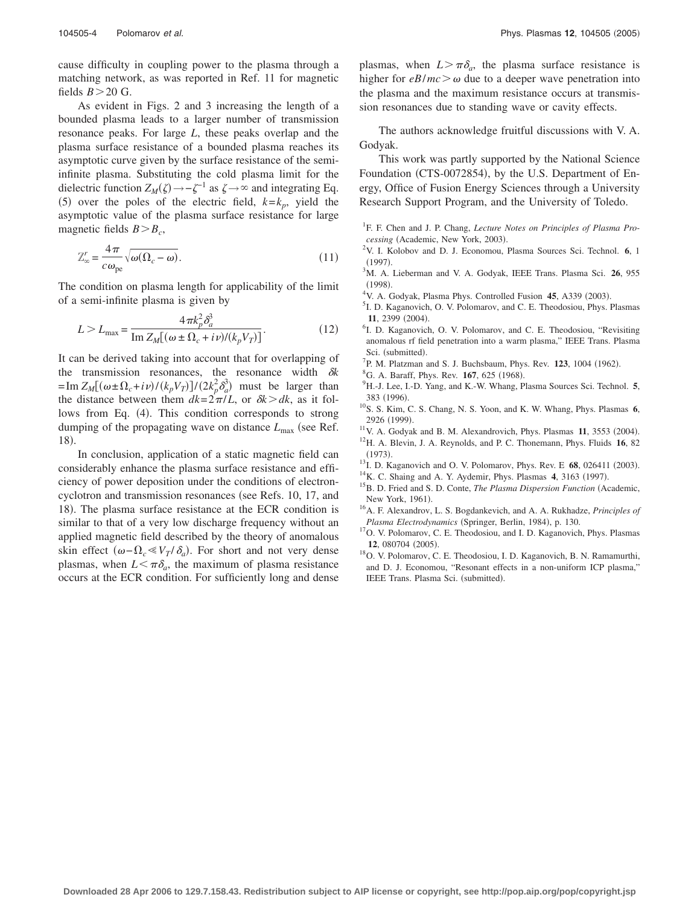cause difficulty in coupling power to the plasma through a matching network, as was reported in Ref. 11 for magnetic fields $B > 20$ G.

As evident in Figs. 2 and 3 increasing the length of a bounded plasma leads to a larger number of transmission resonance peaks. For large $L$, these peaks overlap and the plasma surface resistance of a bounded plasma reaches its asymptotic curve given by the surface resistance of the semi-infinite plasma. Substituting the cold plasma limit for the dielectric function $Z_M(\zeta) \to -\zeta^{-1}$ as $\zeta \to \infty$ and integrating Eq. (5) over the poles of the electric field, $k = k_p$, yield the asymptotic value of the plasma surface resistance for large magnetic fields $B > B_c$,

$$\mathbb{Z}_{\infty}^{r} = \frac{4\pi}{c\omega_{\mathrm{pe}}}\sqrt{\omega(\Omega_c - \omega)}. \tag{11}$$

The condition on plasma length for applicability of the limit of a semi-infinite plasma is given by

$$L > L_{\max} = \frac{4\pi k_p^2 \delta_a^3}{\operatorname{Im} Z_M[(\omega \pm \Omega_c + i\nu)/(k_p V_T)]}. \tag{12}$$

It can be derived taking into account that for overlapping of the transmission resonances, the resonance width $\delta k = \operatorname{Im} Z_M[(\omega \pm \Omega_c + i\nu)/(k_p V_T)]/(2k_p^2 \delta_a^3)$ must be larger than the distance between them $dk = 2\pi/L$, or $\delta k > dk$, as it follows from Eq. (4). This condition corresponds to strong dumping of the propagating wave on distance $L_{\max}$ (see Ref. 18).

In conclusion, application of a static magnetic field can considerably enhance the plasma surface resistance and efficiency of power deposition under the conditions of electron-cyclotron and transmission resonances (see Refs. 10, 17, and 18). The plasma surface resistance at the ECR condition is similar to that of a very low discharge frequency without an applied magnetic field described by the theory of anomalous skin effect $(\omega - \Omega_c \ll V_T/\delta_a)$. For short and not very dense plasmas, when $L < \pi\delta_a$, the maximum of plasma resistance occurs at the ECR condition. For sufficiently long and dense plasmas, when $L > \pi\delta_a$, the plasma surface resistance is higher for $eB/mc > \omega$ due to a deeper wave penetration into the plasma and the maximum resistance occurs at transmission resonances due to standing wave or cavity effects.

The authors acknowledge fruitful discussions with V. A. Godyak.

This work was partly supported by the National Science Foundation (CTS-0072854), by the U.S. Department of Energy, Office of Fusion Energy Sciences through a University Research Support Program, and the University of Toledo.

[1] F. F. Chen and J. P. Chang, *Lecture Notes on Principles of Plasma Processing* (Academic, New York, 2003).
[2] V. I. Kolobov and D. J. Economou, Plasma Sources Sci. Technol. **6**, 1 (1997).
[3] M. A. Lieberman and V. A. Godyak, IEEE Trans. Plasma Sci. **26**, 955 (1998).
[4] V. A. Godyak, Plasma Phys. Controlled Fusion **45**, A339 (2003).
[5] I. D. Kaganovich, O. V. Polomarov, and C. E. Theodosiou, Phys. Plasmas **11**, 2399 (2004).
[6] I. D. Kaganovich, O. V. Polomarov, and C. E. Theodosiou, "Revisiting anomalous rf field penetration into a warm plasma," IEEE Trans. Plasma Sci. (submitted).
[7] P. M. Platzman and S. J. Buchsbaum, Phys. Rev. **123**, 1004 (1962).
[8] G. A. Baraff, Phys. Rev. **167**, 625 (1968).
[9] H.-J. Lee, I.-D. Yang, and K.-W. Whang, Plasma Sources Sci. Technol. **5**, 383 (1996).
[10] S. S. Kim, C. S. Chang, N. S. Yoon, and K. W. Whang, Phys. Plasmas **6**, 2926 (1999).
[11] V. A. Godyak and B. M. Alexandrovich, Phys. Plasmas **11**, 3553 (2004).
[12] H. A. Blevin, J. A. Reynolds, and P. C. Thonemann, Phys. Fluids **16**, 82 (1973).
[13] I. D. Kaganovich and O. V. Polomarov, Phys. Rev. E **68**, 026411 (2003).
[14] K. C. Shaing and A. Y. Aydemir, Phys. Plasmas **4**, 3163 (1997).
[15] B. D. Fried and S. D. Conte, *The Plasma Dispersion Function* (Academic, New York, 1961).
[16] A. F. Alexandrov, L. S. Bogdankevich, and A. A. Rukhadze, *Principles of Plasma Electrodynamics* (Springer, Berlin, 1984), p. 130.
[17] O. V. Polomarov, C. E. Theodosiou, and I. D. Kaganovich, Phys. Plasmas **12**, 080704 (2005).
[18] O. V. Polomarov, C. E. Theodosiou, I. D. Kaganovich, B. N. Ramamurthi, and D. J. Economou, "Resonant effects in a non-uniform ICP plasma," IEEE Trans. Plasma Sci. (submitted).